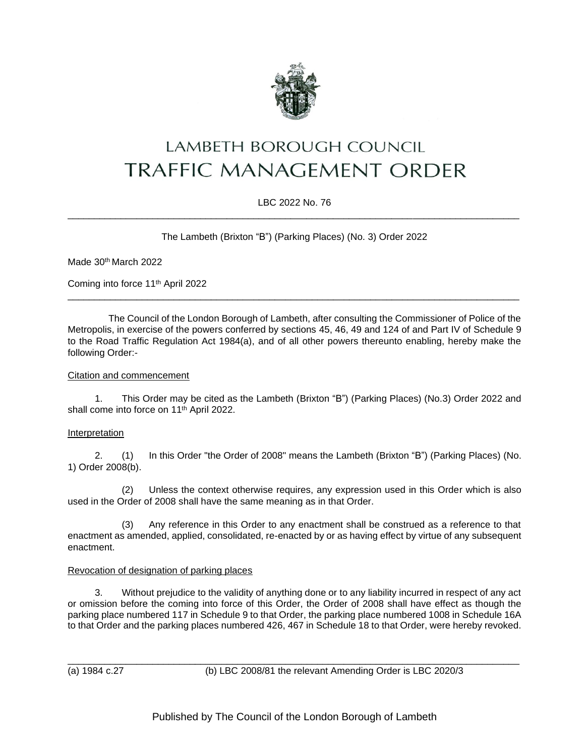# LAMBETH BOROUGH COUNCIL
# TRAFFIC MANAGEMENT ORDER

LBC 2022 No. 76

---

The Lambeth (Brixton "B") (Parking Places) (No. 3) Order 2022

Made 30th March 2022

Coming into force 11th April 2022

---

The Council of the London Borough of Lambeth, after consulting the Commissioner of Police of the Metropolis, in exercise of the powers conferred by sections 45, 46, 49 and 124 of and Part IV of Schedule 9 to the Road Traffic Regulation Act 1984(a), and of all other powers thereunto enabling, hereby make the following Order:-

## Citation and commencement

1. This Order may be cited as the Lambeth (Brixton "B") (Parking Places) (No.3) Order 2022 and shall come into force on 11th April 2022.

## Interpretation

2. (1) In this Order "the Order of 2008" means the Lambeth (Brixton "B") (Parking Places) (No. 1) Order 2008(b).

(2) Unless the context otherwise requires, any expression used in this Order which is also used in the Order of 2008 shall have the same meaning as in that Order.

(3) Any reference in this Order to any enactment shall be construed as a reference to that enactment as amended, applied, consolidated, re-enacted by or as having effect by virtue of any subsequent enactment.

## Revocation of designation of parking places

3. Without prejudice to the validity of anything done or to any liability incurred in respect of any act or omission before the coming into force of this Order, the Order of 2008 shall have effect as though the parking place numbered 117 in Schedule 9 to that Order, the parking place numbered 1008 in Schedule 16A to that Order and the parking places numbered 426, 467 in Schedule 18 to that Order, were hereby revoked.

---

(a) 1984 c.27 (b) LBC 2008/81 the relevant Amending Order is LBC 2020/3

Published by The Council of the London Borough of Lambeth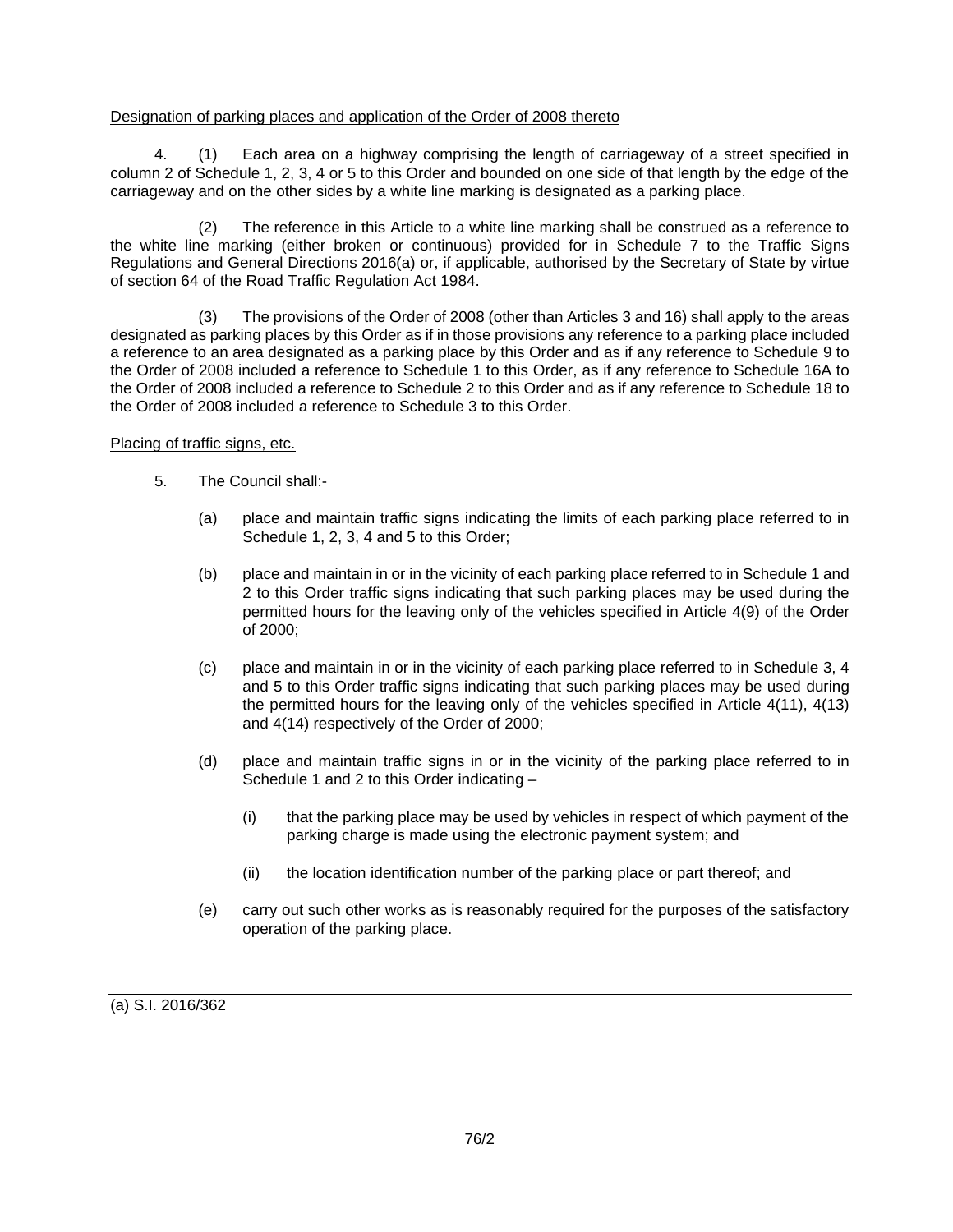Designation of parking places and application of the Order of 2008 thereto

4. (1) Each area on a highway comprising the length of carriageway of a street specified in column 2 of Schedule 1, 2, 3, 4 or 5 to this Order and bounded on one side of that length by the edge of the carriageway and on the other sides by a white line marking is designated as a parking place.

(2) The reference in this Article to a white line marking shall be construed as a reference to the white line marking (either broken or continuous) provided for in Schedule 7 to the Traffic Signs Regulations and General Directions 2016(a) or, if applicable, authorised by the Secretary of State by virtue of section 64 of the Road Traffic Regulation Act 1984.

(3) The provisions of the Order of 2008 (other than Articles 3 and 16) shall apply to the areas designated as parking places by this Order as if in those provisions any reference to a parking place included a reference to an area designated as a parking place by this Order and as if any reference to Schedule 9 to the Order of 2008 included a reference to Schedule 1 to this Order, as if any reference to Schedule 16A to the Order of 2008 included a reference to Schedule 2 to this Order and as if any reference to Schedule 18 to the Order of 2008 included a reference to Schedule 3 to this Order.

Placing of traffic signs, etc.

5. The Council shall:-

(a) place and maintain traffic signs indicating the limits of each parking place referred to in Schedule 1, 2, 3, 4 and 5 to this Order;

(b) place and maintain in or in the vicinity of each parking place referred to in Schedule 1 and 2 to this Order traffic signs indicating that such parking places may be used during the permitted hours for the leaving only of the vehicles specified in Article 4(9) of the Order of 2000;

(c) place and maintain in or in the vicinity of each parking place referred to in Schedule 3, 4 and 5 to this Order traffic signs indicating that such parking places may be used during the permitted hours for the leaving only of the vehicles specified in Article 4(11), 4(13) and 4(14) respectively of the Order of 2000;

(d) place and maintain traffic signs in or in the vicinity of the parking place referred to in Schedule 1 and 2 to this Order indicating –

(i) that the parking place may be used by vehicles in respect of which payment of the parking charge is made using the electronic payment system; and

(ii) the location identification number of the parking place or part thereof; and

(e) carry out such other works as is reasonably required for the purposes of the satisfactory operation of the parking place.

(a) S.I. 2016/362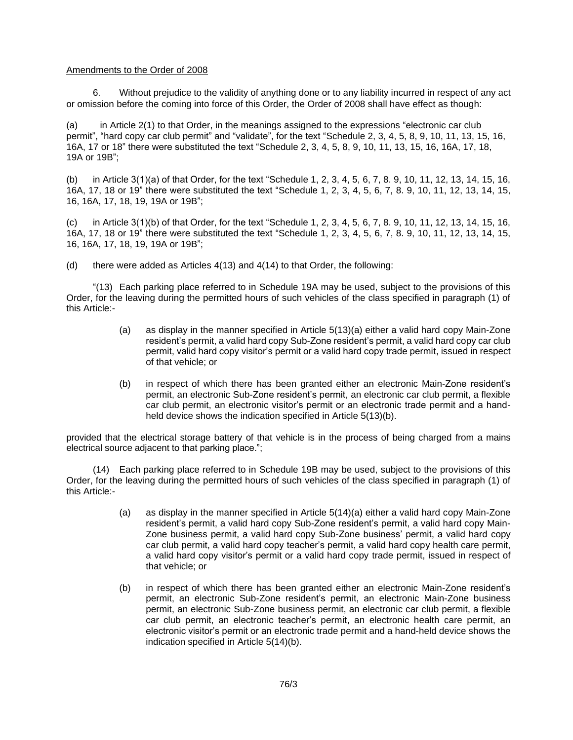Amendments to the Order of 2008

6. Without prejudice to the validity of anything done or to any liability incurred in respect of any act or omission before the coming into force of this Order, the Order of 2008 shall have effect as though:

(a) in Article 2(1) to that Order, in the meanings assigned to the expressions "electronic car club permit", "hard copy car club permit" and "validate", for the text "Schedule 2, 3, 4, 5, 8, 9, 10, 11, 13, 15, 16, 16A, 17 or 18" there were substituted the text "Schedule 2, 3, 4, 5, 8, 9, 10, 11, 13, 15, 16, 16A, 17, 18, 19A or 19B";

(b) in Article 3(1)(a) of that Order, for the text "Schedule 1, 2, 3, 4, 5, 6, 7, 8. 9, 10, 11, 12, 13, 14, 15, 16, 16A, 17, 18 or 19" there were substituted the text "Schedule 1, 2, 3, 4, 5, 6, 7, 8. 9, 10, 11, 12, 13, 14, 15, 16, 16A, 17, 18, 19, 19A or 19B";

(c) in Article 3(1)(b) of that Order, for the text "Schedule 1, 2, 3, 4, 5, 6, 7, 8. 9, 10, 11, 12, 13, 14, 15, 16, 16A, 17, 18 or 19" there were substituted the text "Schedule 1, 2, 3, 4, 5, 6, 7, 8. 9, 10, 11, 12, 13, 14, 15, 16, 16A, 17, 18, 19, 19A or 19B";

(d) there were added as Articles 4(13) and 4(14) to that Order, the following:

"(13) Each parking place referred to in Schedule 19A may be used, subject to the provisions of this Order, for the leaving during the permitted hours of such vehicles of the class specified in paragraph (1) of this Article:-

> (a) as display in the manner specified in Article 5(13)(a) either a valid hard copy Main-Zone resident's permit, a valid hard copy Sub-Zone resident's permit, a valid hard copy car club permit, valid hard copy visitor's permit or a valid hard copy trade permit, issued in respect of that vehicle; or
>
> (b) in respect of which there has been granted either an electronic Main-Zone resident's permit, an electronic Sub-Zone resident's permit, an electronic car club permit, a flexible car club permit, an electronic visitor's permit or an electronic trade permit and a hand-held device shows the indication specified in Article 5(13)(b).

provided that the electrical storage battery of that vehicle is in the process of being charged from a mains electrical source adjacent to that parking place.";

(14) Each parking place referred to in Schedule 19B may be used, subject to the provisions of this Order, for the leaving during the permitted hours of such vehicles of the class specified in paragraph (1) of this Article:-

> (a) as display in the manner specified in Article 5(14)(a) either a valid hard copy Main-Zone resident's permit, a valid hard copy Sub-Zone resident's permit, a valid hard copy Main-Zone business permit, a valid hard copy Sub-Zone business' permit, a valid hard copy car club permit, a valid hard copy teacher's permit, a valid hard copy health care permit, a valid hard copy visitor's permit or a valid hard copy trade permit, issued in respect of that vehicle; or
>
> (b) in respect of which there has been granted either an electronic Main-Zone resident's permit, an electronic Sub-Zone resident's permit, an electronic Main-Zone business permit, an electronic Sub-Zone business permit, an electronic car club permit, a flexible car club permit, an electronic teacher's permit, an electronic health care permit, an electronic visitor's permit or an electronic trade permit and a hand-held device shows the indication specified in Article 5(14)(b).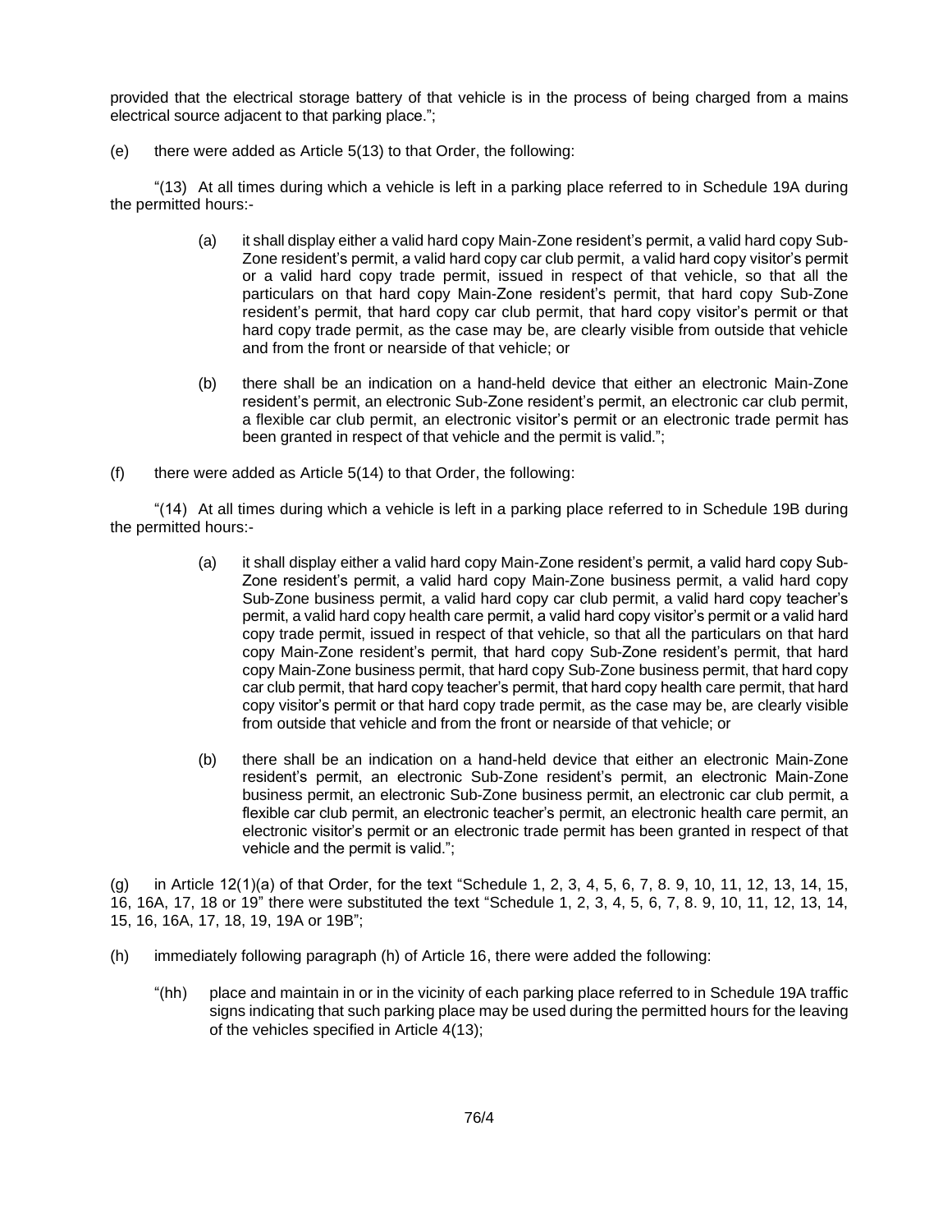provided that the electrical storage battery of that vehicle is in the process of being charged from a mains electrical source adjacent to that parking place.";

(e) there were added as Article 5(13) to that Order, the following:

"(13) At all times during which a vehicle is left in a parking place referred to in Schedule 19A during the permitted hours:-

> (a) it shall display either a valid hard copy Main-Zone resident's permit, a valid hard copy Sub-Zone resident's permit, a valid hard copy car club permit, a valid hard copy visitor's permit or a valid hard copy trade permit, issued in respect of that vehicle, so that all the particulars on that hard copy Main-Zone resident's permit, that hard copy Sub-Zone resident's permit, that hard copy car club permit, that hard copy visitor's permit or that hard copy trade permit, as the case may be, are clearly visible from outside that vehicle and from the front or nearside of that vehicle; or
>
> (b) there shall be an indication on a hand-held device that either an electronic Main-Zone resident's permit, an electronic Sub-Zone resident's permit, an electronic car club permit, a flexible car club permit, an electronic visitor's permit or an electronic trade permit has been granted in respect of that vehicle and the permit is valid.";

(f) there were added as Article 5(14) to that Order, the following:

"(14) At all times during which a vehicle is left in a parking place referred to in Schedule 19B during the permitted hours:-

> (a) it shall display either a valid hard copy Main-Zone resident's permit, a valid hard copy Sub-Zone resident's permit, a valid hard copy Main-Zone business permit, a valid hard copy Sub-Zone business permit, a valid hard copy car club permit, a valid hard copy teacher's permit, a valid hard copy health care permit, a valid hard copy visitor's permit or a valid hard copy trade permit, issued in respect of that vehicle, so that all the particulars on that hard copy Main-Zone resident's permit, that hard copy Sub-Zone resident's permit, that hard copy Main-Zone business permit, that hard copy Sub-Zone business permit, that hard copy car club permit, that hard copy teacher's permit, that hard copy health care permit, that hard copy visitor's permit or that hard copy trade permit, as the case may be, are clearly visible from outside that vehicle and from the front or nearside of that vehicle; or
>
> (b) there shall be an indication on a hand-held device that either an electronic Main-Zone resident's permit, an electronic Sub-Zone resident's permit, an electronic Main-Zone business permit, an electronic Sub-Zone business permit, an electronic car club permit, a flexible car club permit, an electronic teacher's permit, an electronic health care permit, an electronic visitor's permit or an electronic trade permit has been granted in respect of that vehicle and the permit is valid.";

(g) in Article 12(1)(a) of that Order, for the text "Schedule 1, 2, 3, 4, 5, 6, 7, 8. 9, 10, 11, 12, 13, 14, 15, 16, 16A, 17, 18 or 19" there were substituted the text "Schedule 1, 2, 3, 4, 5, 6, 7, 8. 9, 10, 11, 12, 13, 14, 15, 16, 16A, 17, 18, 19, 19A or 19B";

(h) immediately following paragraph (h) of Article 16, there were added the following:

> "(hh) place and maintain in or in the vicinity of each parking place referred to in Schedule 19A traffic signs indicating that such parking place may be used during the permitted hours for the leaving of the vehicles specified in Article 4(13);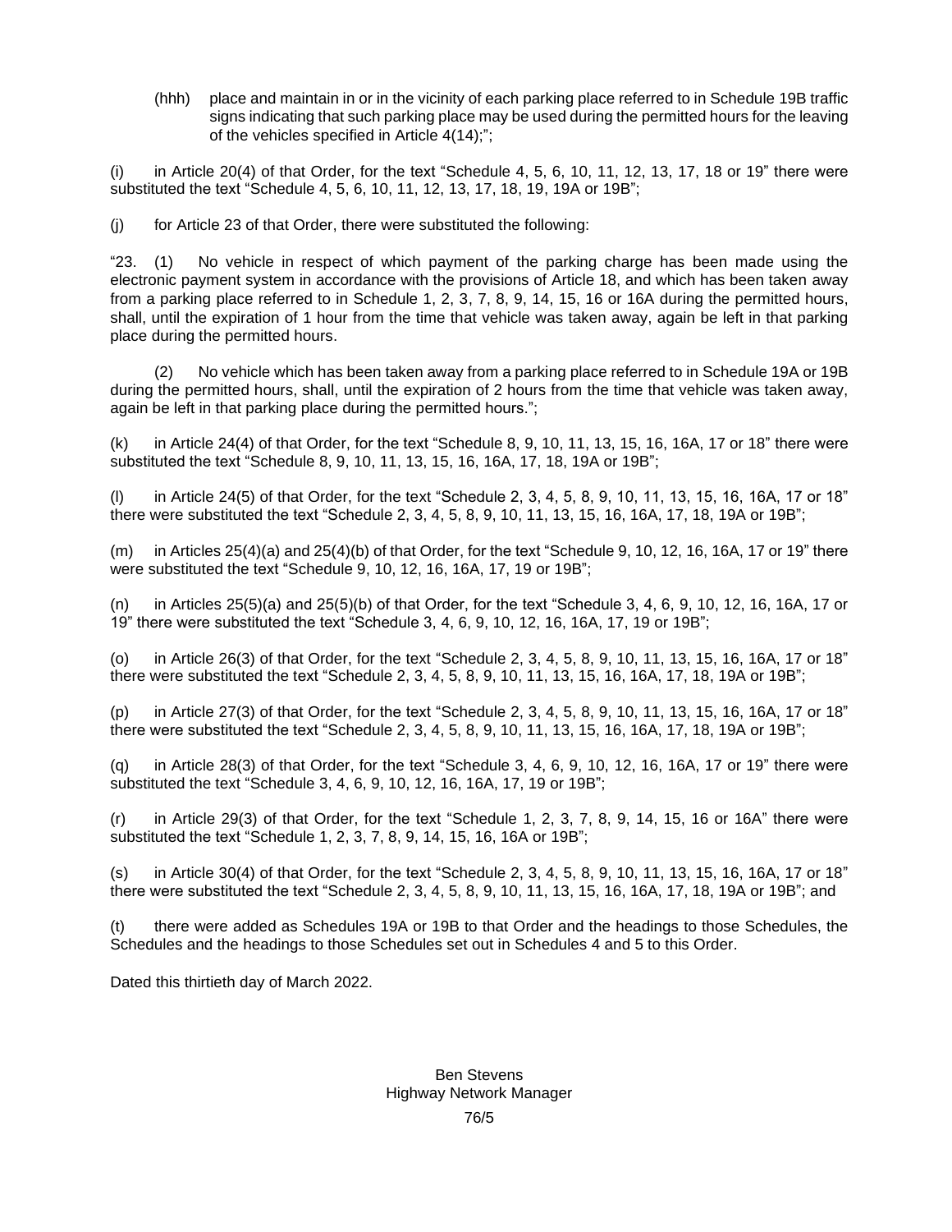(hhh) place and maintain in or in the vicinity of each parking place referred to in Schedule 19B traffic signs indicating that such parking place may be used during the permitted hours for the leaving of the vehicles specified in Article 4(14);";

(i) in Article 20(4) of that Order, for the text "Schedule 4, 5, 6, 10, 11, 12, 13, 17, 18 or 19" there were substituted the text "Schedule 4, 5, 6, 10, 11, 12, 13, 17, 18, 19, 19A or 19B";

(j) for Article 23 of that Order, there were substituted the following:

"23. (1) No vehicle in respect of which payment of the parking charge has been made using the electronic payment system in accordance with the provisions of Article 18, and which has been taken away from a parking place referred to in Schedule 1, 2, 3, 7, 8, 9, 14, 15, 16 or 16A during the permitted hours, shall, until the expiration of 1 hour from the time that vehicle was taken away, again be left in that parking place during the permitted hours.

(2) No vehicle which has been taken away from a parking place referred to in Schedule 19A or 19B during the permitted hours, shall, until the expiration of 2 hours from the time that vehicle was taken away, again be left in that parking place during the permitted hours.";

(k) in Article 24(4) of that Order, for the text "Schedule 8, 9, 10, 11, 13, 15, 16, 16A, 17 or 18" there were substituted the text "Schedule 8, 9, 10, 11, 13, 15, 16, 16A, 17, 18, 19A or 19B";

(l) in Article 24(5) of that Order, for the text "Schedule 2, 3, 4, 5, 8, 9, 10, 11, 13, 15, 16, 16A, 17 or 18" there were substituted the text "Schedule 2, 3, 4, 5, 8, 9, 10, 11, 13, 15, 16, 16A, 17, 18, 19A or 19B";

(m) in Articles 25(4)(a) and 25(4)(b) of that Order, for the text "Schedule 9, 10, 12, 16, 16A, 17 or 19" there were substituted the text "Schedule 9, 10, 12, 16, 16A, 17, 19 or 19B";

(n) in Articles 25(5)(a) and 25(5)(b) of that Order, for the text "Schedule 3, 4, 6, 9, 10, 12, 16, 16A, 17 or 19" there were substituted the text "Schedule 3, 4, 6, 9, 10, 12, 16, 16A, 17, 19 or 19B";

(o) in Article 26(3) of that Order, for the text "Schedule 2, 3, 4, 5, 8, 9, 10, 11, 13, 15, 16, 16A, 17 or 18" there were substituted the text "Schedule 2, 3, 4, 5, 8, 9, 10, 11, 13, 15, 16, 16A, 17, 18, 19A or 19B";

(p) in Article 27(3) of that Order, for the text "Schedule 2, 3, 4, 5, 8, 9, 10, 11, 13, 15, 16, 16A, 17 or 18" there were substituted the text "Schedule 2, 3, 4, 5, 8, 9, 10, 11, 13, 15, 16, 16A, 17, 18, 19A or 19B";

(q) in Article 28(3) of that Order, for the text "Schedule 3, 4, 6, 9, 10, 12, 16, 16A, 17 or 19" there were substituted the text "Schedule 3, 4, 6, 9, 10, 12, 16, 16A, 17, 19 or 19B";

(r) in Article 29(3) of that Order, for the text "Schedule 1, 2, 3, 7, 8, 9, 14, 15, 16 or 16A" there were substituted the text "Schedule 1, 2, 3, 7, 8, 9, 14, 15, 16, 16A or 19B";

(s) in Article 30(4) of that Order, for the text "Schedule 2, 3, 4, 5, 8, 9, 10, 11, 13, 15, 16, 16A, 17 or 18" there were substituted the text "Schedule 2, 3, 4, 5, 8, 9, 10, 11, 13, 15, 16, 16A, 17, 18, 19A or 19B"; and

(t) there were added as Schedules 19A or 19B to that Order and the headings to those Schedules, the Schedules and the headings to those Schedules set out in Schedules 4 and 5 to this Order.

Dated this thirtieth day of March 2022.

Ben Stevens
Highway Network Manager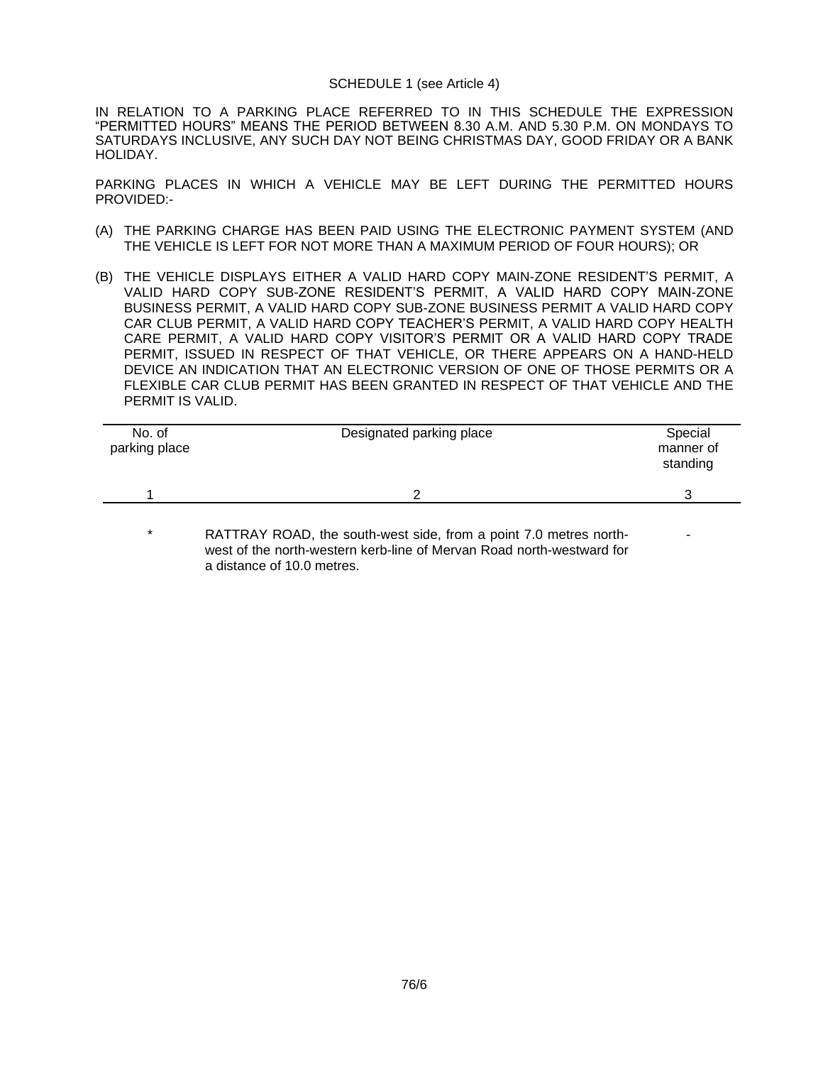SCHEDULE 1 (see Article 4)

IN RELATION TO A PARKING PLACE REFERRED TO IN THIS SCHEDULE THE EXPRESSION "PERMITTED HOURS" MEANS THE PERIOD BETWEEN 8.30 A.M. AND 5.30 P.M. ON MONDAYS TO SATURDAYS INCLUSIVE, ANY SUCH DAY NOT BEING CHRISTMAS DAY, GOOD FRIDAY OR A BANK HOLIDAY.

PARKING PLACES IN WHICH A VEHICLE MAY BE LEFT DURING THE PERMITTED HOURS PROVIDED:-

(A) THE PARKING CHARGE HAS BEEN PAID USING THE ELECTRONIC PAYMENT SYSTEM (AND THE VEHICLE IS LEFT FOR NOT MORE THAN A MAXIMUM PERIOD OF FOUR HOURS); OR

(B) THE VEHICLE DISPLAYS EITHER A VALID HARD COPY MAIN-ZONE RESIDENT'S PERMIT, A VALID HARD COPY SUB-ZONE RESIDENT'S PERMIT, A VALID HARD COPY MAIN-ZONE BUSINESS PERMIT, A VALID HARD COPY SUB-ZONE BUSINESS PERMIT A VALID HARD COPY CAR CLUB PERMIT, A VALID HARD COPY TEACHER'S PERMIT, A VALID HARD COPY HEALTH CARE PERMIT, A VALID HARD COPY VISITOR'S PERMIT OR A VALID HARD COPY TRADE PERMIT, ISSUED IN RESPECT OF THAT VEHICLE, OR THERE APPEARS ON A HAND-HELD DEVICE AN INDICATION THAT AN ELECTRONIC VERSION OF ONE OF THOSE PERMITS OR A FLEXIBLE CAR CLUB PERMIT HAS BEEN GRANTED IN RESPECT OF THAT VEHICLE AND THE PERMIT IS VALID.

| No. of parking place | Designated parking place | Special manner of standing |
|---|---|---|
| 1 | 2 | 3 |
| * | RATTRAY ROAD, the south-west side, from a point 7.0 metres north-west of the north-western kerb-line of Mervan Road north-westward for a distance of 10.0 metres. | - |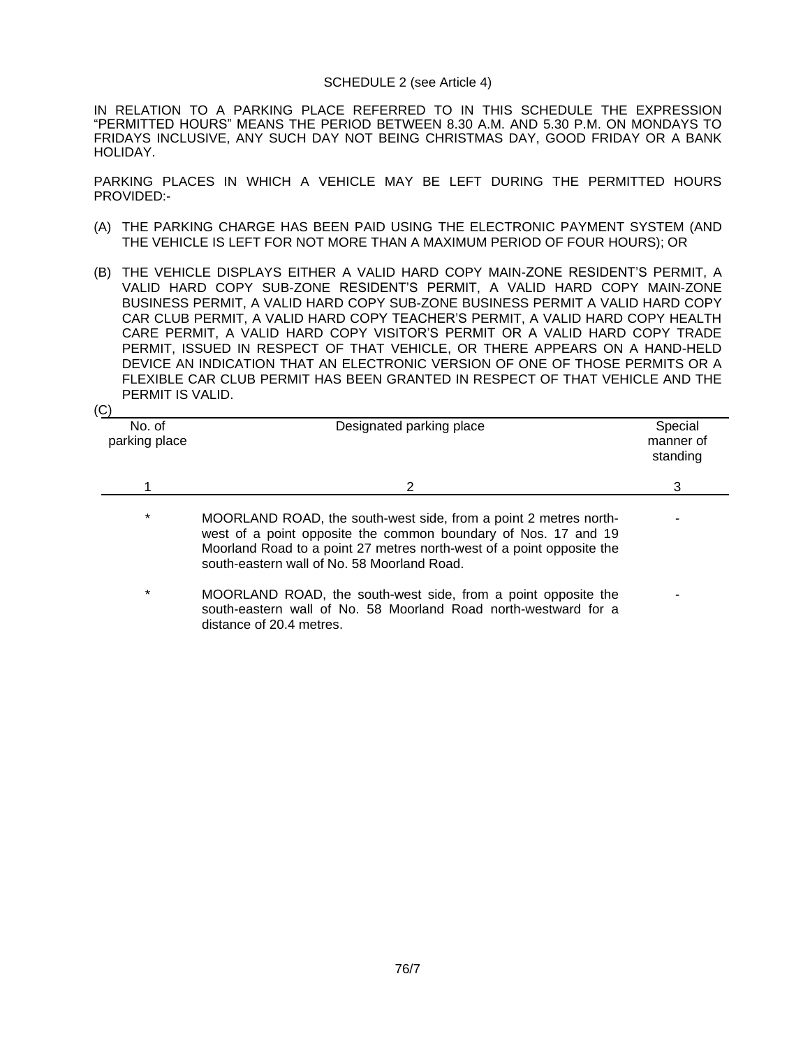SCHEDULE 2 (see Article 4)

IN RELATION TO A PARKING PLACE REFERRED TO IN THIS SCHEDULE THE EXPRESSION "PERMITTED HOURS" MEANS THE PERIOD BETWEEN 8.30 A.M. AND 5.30 P.M. ON MONDAYS TO FRIDAYS INCLUSIVE, ANY SUCH DAY NOT BEING CHRISTMAS DAY, GOOD FRIDAY OR A BANK HOLIDAY.

PARKING PLACES IN WHICH A VEHICLE MAY BE LEFT DURING THE PERMITTED HOURS PROVIDED:-

(A) THE PARKING CHARGE HAS BEEN PAID USING THE ELECTRONIC PAYMENT SYSTEM (AND THE VEHICLE IS LEFT FOR NOT MORE THAN A MAXIMUM PERIOD OF FOUR HOURS); OR

(B) THE VEHICLE DISPLAYS EITHER A VALID HARD COPY MAIN-ZONE RESIDENT'S PERMIT, A VALID HARD COPY SUB-ZONE RESIDENT'S PERMIT, A VALID HARD COPY MAIN-ZONE BUSINESS PERMIT, A VALID HARD COPY SUB-ZONE BUSINESS PERMIT A VALID HARD COPY CAR CLUB PERMIT, A VALID HARD COPY TEACHER'S PERMIT, A VALID HARD COPY HEALTH CARE PERMIT, A VALID HARD COPY VISITOR'S PERMIT OR A VALID HARD COPY TRADE PERMIT, ISSUED IN RESPECT OF THAT VEHICLE, OR THERE APPEARS ON A HAND-HELD DEVICE AN INDICATION THAT AN ELECTRONIC VERSION OF ONE OF THOSE PERMITS OR A FLEXIBLE CAR CLUB PERMIT HAS BEEN GRANTED IN RESPECT OF THAT VEHICLE AND THE PERMIT IS VALID.

(C)

| No. of parking place | Designated parking place | Special manner of standing |
|---|---|---|
| 1 | 2 | 3 |
| * | MOORLAND ROAD, the south-west side, from a point 2 metres north-west of a point opposite the common boundary of Nos. 17 and 19 Moorland Road to a point 27 metres north-west of a point opposite the south-eastern wall of No. 58 Moorland Road. | - |
| * | MOORLAND ROAD, the south-west side, from a point opposite the south-eastern wall of No. 58 Moorland Road north-westward for a distance of 20.4 metres. | - |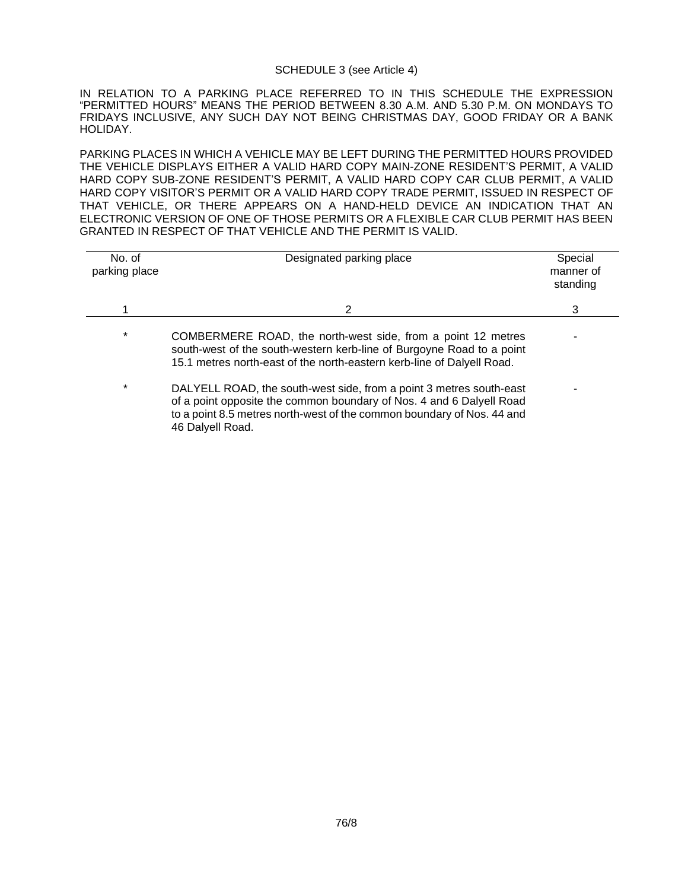SCHEDULE 3 (see Article 4)

IN RELATION TO A PARKING PLACE REFERRED TO IN THIS SCHEDULE THE EXPRESSION "PERMITTED HOURS" MEANS THE PERIOD BETWEEN 8.30 A.M. AND 5.30 P.M. ON MONDAYS TO FRIDAYS INCLUSIVE, ANY SUCH DAY NOT BEING CHRISTMAS DAY, GOOD FRIDAY OR A BANK HOLIDAY.

PARKING PLACES IN WHICH A VEHICLE MAY BE LEFT DURING THE PERMITTED HOURS PROVIDED THE VEHICLE DISPLAYS EITHER A VALID HARD COPY MAIN-ZONE RESIDENT'S PERMIT, A VALID HARD COPY SUB-ZONE RESIDENT'S PERMIT, A VALID HARD COPY CAR CLUB PERMIT, A VALID HARD COPY VISITOR'S PERMIT OR A VALID HARD COPY TRADE PERMIT, ISSUED IN RESPECT OF THAT VEHICLE, OR THERE APPEARS ON A HAND-HELD DEVICE AN INDICATION THAT AN ELECTRONIC VERSION OF ONE OF THOSE PERMITS OR A FLEXIBLE CAR CLUB PERMIT HAS BEEN GRANTED IN RESPECT OF THAT VEHICLE AND THE PERMIT IS VALID.

| No. of parking place | Designated parking place | Special manner of standing |
|---|---|---|
| 1 | 2 | 3 |
| * | COMBERMERE ROAD, the north-west side, from a point 12 metres south-west of the south-western kerb-line of Burgoyne Road to a point 15.1 metres north-east of the north-eastern kerb-line of Dalyell Road. | - |
| * | DALYELL ROAD, the south-west side, from a point 3 metres south-east of a point opposite the common boundary of Nos. 4 and 6 Dalyell Road to a point 8.5 metres north-west of the common boundary of Nos. 44 and 46 Dalyell Road. | - |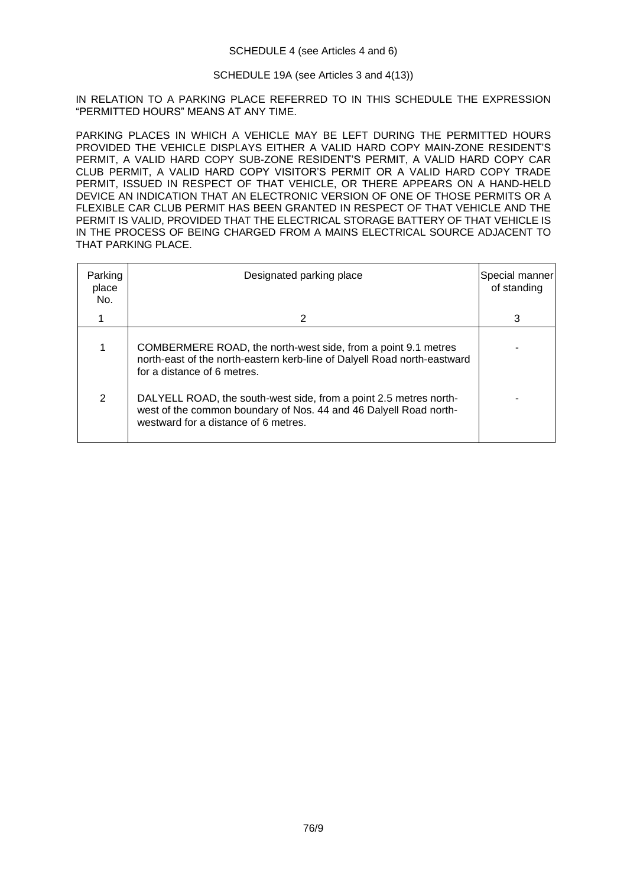SCHEDULE 4 (see Articles 4 and 6)

SCHEDULE 19A (see Articles 3 and 4(13))

IN RELATION TO A PARKING PLACE REFERRED TO IN THIS SCHEDULE THE EXPRESSION "PERMITTED HOURS" MEANS AT ANY TIME.

PARKING PLACES IN WHICH A VEHICLE MAY BE LEFT DURING THE PERMITTED HOURS PROVIDED THE VEHICLE DISPLAYS EITHER A VALID HARD COPY MAIN-ZONE RESIDENT'S PERMIT, A VALID HARD COPY SUB-ZONE RESIDENT'S PERMIT, A VALID HARD COPY CAR CLUB PERMIT, A VALID HARD COPY VISITOR'S PERMIT OR A VALID HARD COPY TRADE PERMIT, ISSUED IN RESPECT OF THAT VEHICLE, OR THERE APPEARS ON A HAND-HELD DEVICE AN INDICATION THAT AN ELECTRONIC VERSION OF ONE OF THOSE PERMITS OR A FLEXIBLE CAR CLUB PERMIT HAS BEEN GRANTED IN RESPECT OF THAT VEHICLE AND THE PERMIT IS VALID, PROVIDED THAT THE ELECTRICAL STORAGE BATTERY OF THAT VEHICLE IS IN THE PROCESS OF BEING CHARGED FROM A MAINS ELECTRICAL SOURCE ADJACENT TO THAT PARKING PLACE.

| Parking place No. | Designated parking place | Special manner of standing |
|---|---|---|
| 1 | 2 | 3 |
| 1 | COMBERMERE ROAD, the north-west side, from a point 9.1 metres north-east of the north-eastern kerb-line of Dalyell Road north-eastward for a distance of 6 metres. | - |
| 2 | DALYELL ROAD, the south-west side, from a point 2.5 metres north-west of the common boundary of Nos. 44 and 46 Dalyell Road north-westward for a distance of 6 metres. | - |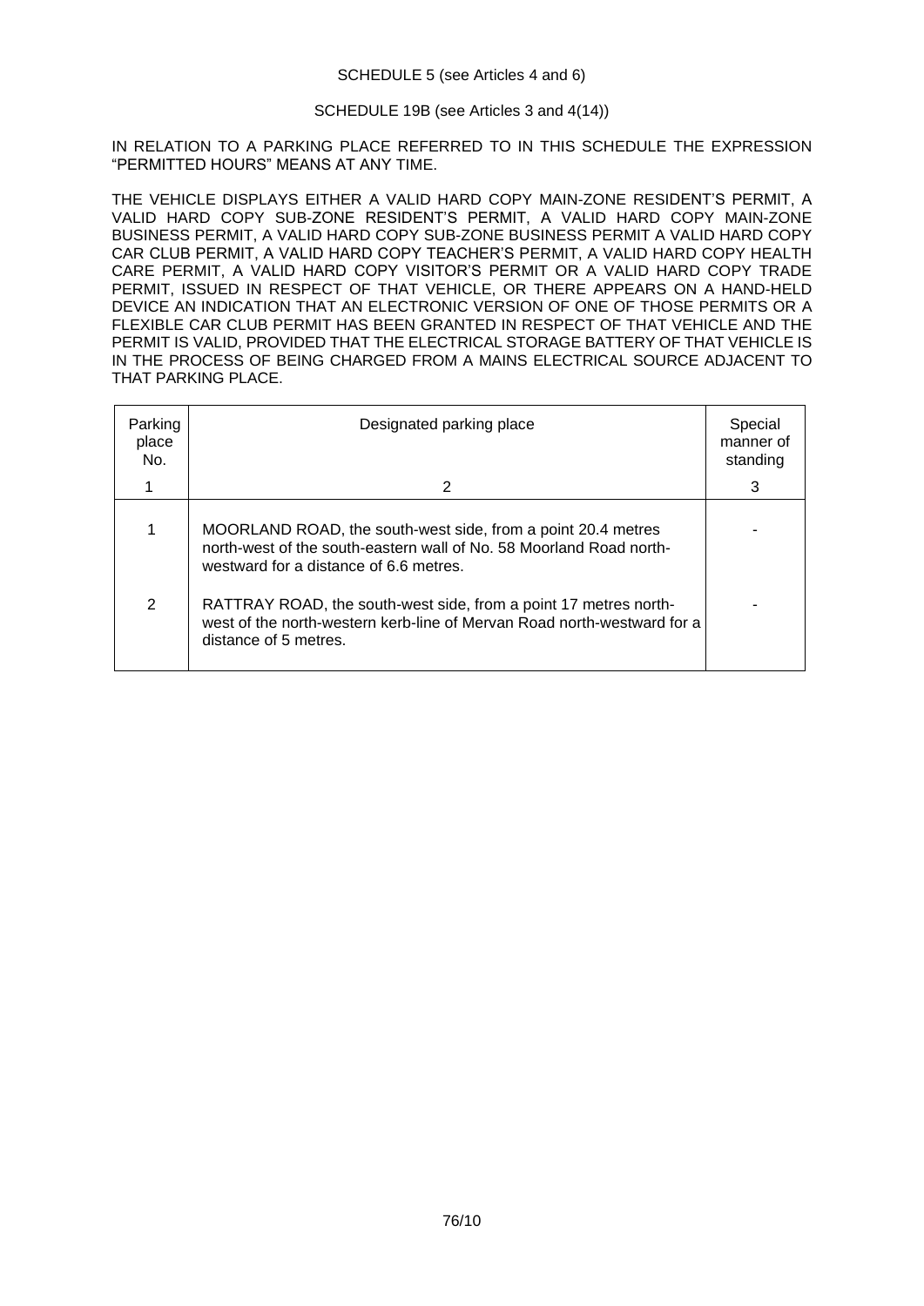SCHEDULE 5 (see Articles 4 and 6)

SCHEDULE 19B (see Articles 3 and 4(14))

IN RELATION TO A PARKING PLACE REFERRED TO IN THIS SCHEDULE THE EXPRESSION "PERMITTED HOURS" MEANS AT ANY TIME.

THE VEHICLE DISPLAYS EITHER A VALID HARD COPY MAIN-ZONE RESIDENT'S PERMIT, A VALID HARD COPY SUB-ZONE RESIDENT'S PERMIT, A VALID HARD COPY MAIN-ZONE BUSINESS PERMIT, A VALID HARD COPY SUB-ZONE BUSINESS PERMIT A VALID HARD COPY CAR CLUB PERMIT, A VALID HARD COPY TEACHER'S PERMIT, A VALID HARD COPY HEALTH CARE PERMIT, A VALID HARD COPY VISITOR'S PERMIT OR A VALID HARD COPY TRADE PERMIT, ISSUED IN RESPECT OF THAT VEHICLE, OR THERE APPEARS ON A HAND-HELD DEVICE AN INDICATION THAT AN ELECTRONIC VERSION OF ONE OF THOSE PERMITS OR A FLEXIBLE CAR CLUB PERMIT HAS BEEN GRANTED IN RESPECT OF THAT VEHICLE AND THE PERMIT IS VALID, PROVIDED THAT THE ELECTRICAL STORAGE BATTERY OF THAT VEHICLE IS IN THE PROCESS OF BEING CHARGED FROM A MAINS ELECTRICAL SOURCE ADJACENT TO THAT PARKING PLACE.

| Parking place No. | Designated parking place | Special manner of standing |
|---|---|---|
| 1 | 2 | 3 |
| 1 | MOORLAND ROAD, the south-west side, from a point 20.4 metres north-west of the south-eastern wall of No. 58 Moorland Road north-westward for a distance of 6.6 metres. | - |
| 2 | RATTRAY ROAD, the south-west side, from a point 17 metres north-west of the north-western kerb-line of Mervan Road north-westward for a distance of 5 metres. | - |